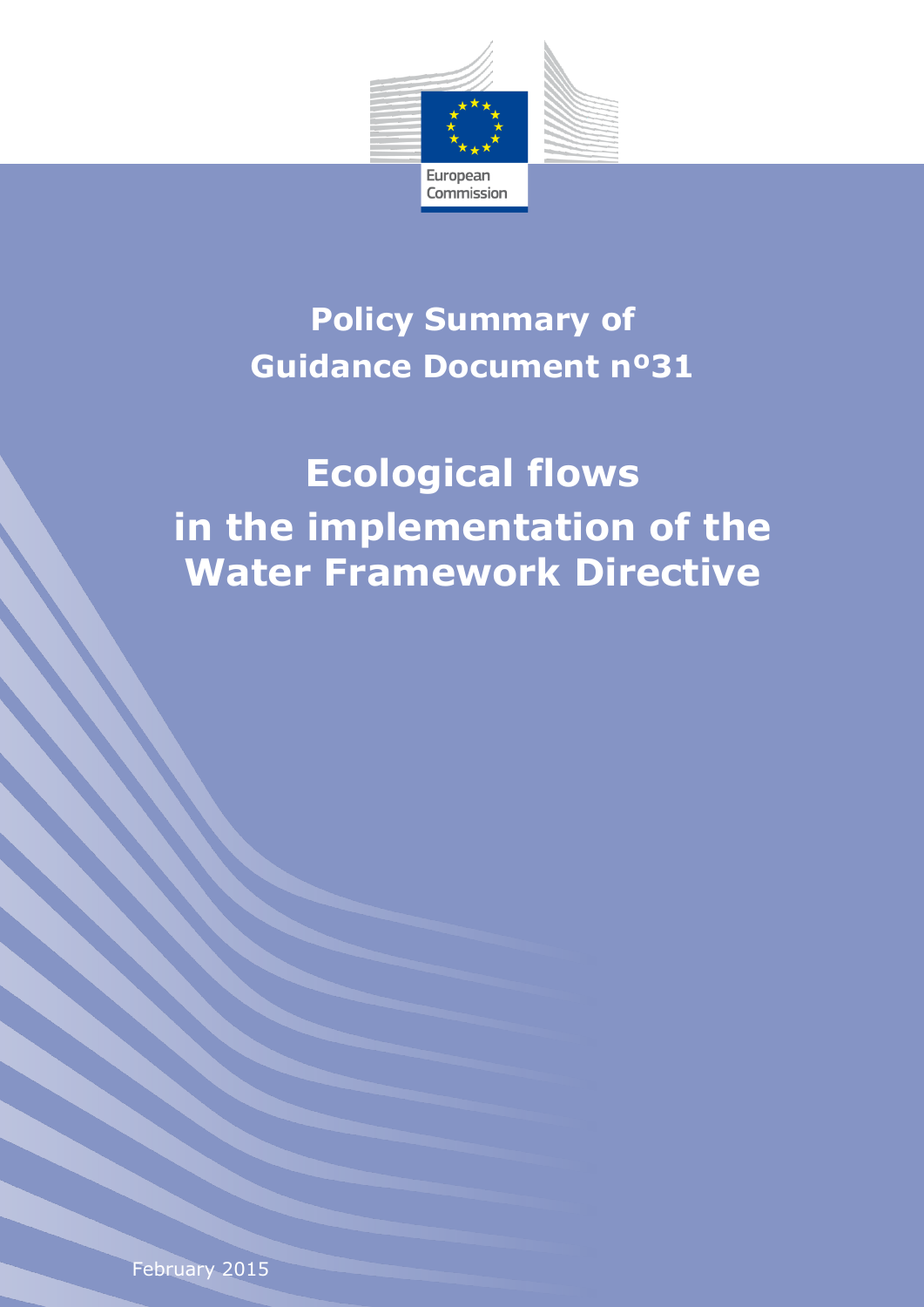European Commission

# Policy Summary of Guidance Document nº31

# Ecological flows in the implementation of the Water Framework Directive

February 2015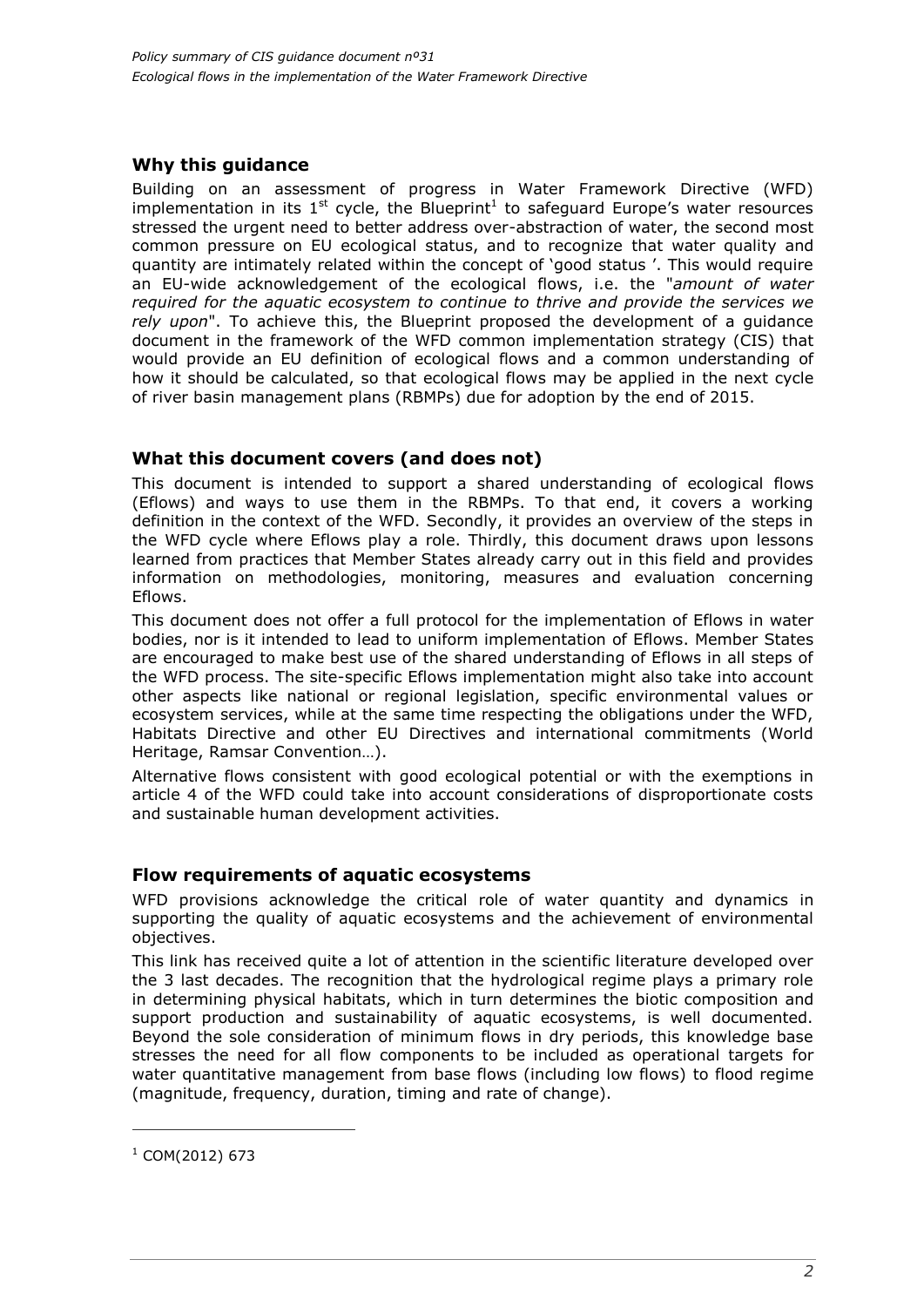## Why this guidance

Building on an assessment of progress in Water Framework Directive (WFD) implementation in its 1st cycle, the Blueprint[1] to safeguard Europe's water resources stressed the urgent need to better address over-abstraction of water, the second most common pressure on EU ecological status, and to recognize that water quality and quantity are intimately related within the concept of 'good status '. This would require an EU-wide acknowledgement of the ecological flows, i.e. the "*amount of water required for the aquatic ecosystem to continue to thrive and provide the services we rely upon*". To achieve this, the Blueprint proposed the development of a guidance document in the framework of the WFD common implementation strategy (CIS) that would provide an EU definition of ecological flows and a common understanding of how it should be calculated, so that ecological flows may be applied in the next cycle of river basin management plans (RBMPs) due for adoption by the end of 2015.

## What this document covers (and does not)

This document is intended to support a shared understanding of ecological flows (Eflows) and ways to use them in the RBMPs. To that end, it covers a working definition in the context of the WFD. Secondly, it provides an overview of the steps in the WFD cycle where Eflows play a role. Thirdly, this document draws upon lessons learned from practices that Member States already carry out in this field and provides information on methodologies, monitoring, measures and evaluation concerning Eflows.

This document does not offer a full protocol for the implementation of Eflows in water bodies, nor is it intended to lead to uniform implementation of Eflows. Member States are encouraged to make best use of the shared understanding of Eflows in all steps of the WFD process. The site-specific Eflows implementation might also take into account other aspects like national or regional legislation, specific environmental values or ecosystem services, while at the same time respecting the obligations under the WFD, Habitats Directive and other EU Directives and international commitments (World Heritage, Ramsar Convention…).

Alternative flows consistent with good ecological potential or with the exemptions in article 4 of the WFD could take into account considerations of disproportionate costs and sustainable human development activities.

## Flow requirements of aquatic ecosystems

WFD provisions acknowledge the critical role of water quantity and dynamics in supporting the quality of aquatic ecosystems and the achievement of environmental objectives.

This link has received quite a lot of attention in the scientific literature developed over the 3 last decades. The recognition that the hydrological regime plays a primary role in determining physical habitats, which in turn determines the biotic composition and support production and sustainability of aquatic ecosystems, is well documented. Beyond the sole consideration of minimum flows in dry periods, this knowledge base stresses the need for all flow components to be included as operational targets for water quantitative management from base flows (including low flows) to flood regime (magnitude, frequency, duration, timing and rate of change).

---

[1] COM(2012) 673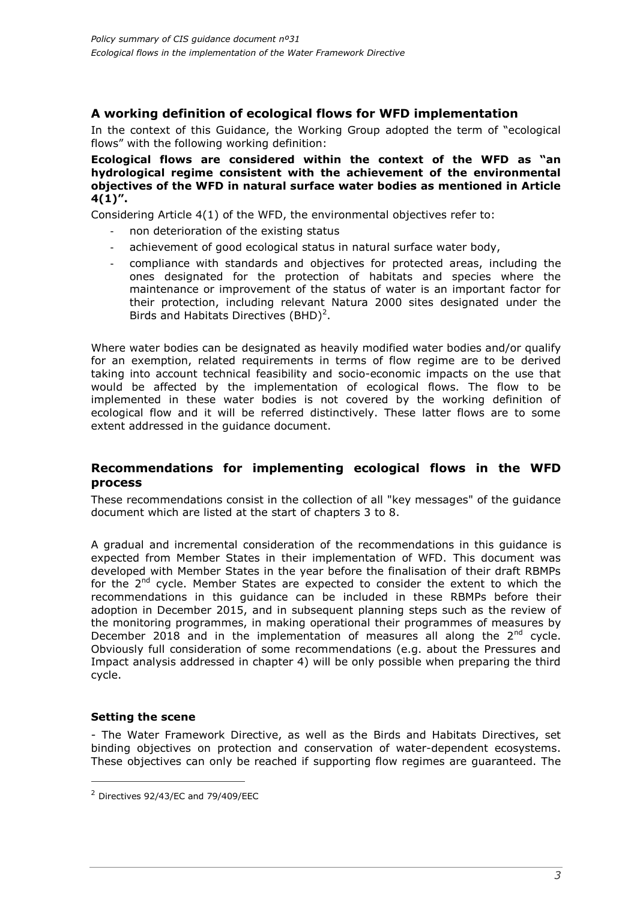## A working definition of ecological flows for WFD implementation

In the context of this Guidance, the Working Group adopted the term of "ecological flows" with the following working definition:

**Ecological flows are considered within the context of the WFD as "an hydrological regime consistent with the achievement of the environmental objectives of the WFD in natural surface water bodies as mentioned in Article 4(1)".**

Considering Article 4(1) of the WFD, the environmental objectives refer to:

- non deterioration of the existing status
- achievement of good ecological status in natural surface water body,
- compliance with standards and objectives for protected areas, including the ones designated for the protection of habitats and species where the maintenance or improvement of the status of water is an important factor for their protection, including relevant Natura 2000 sites designated under the Birds and Habitats Directives (BHD)[2].

Where water bodies can be designated as heavily modified water bodies and/or qualify for an exemption, related requirements in terms of flow regime are to be derived taking into account technical feasibility and socio-economic impacts on the use that would be affected by the implementation of ecological flows. The flow to be implemented in these water bodies is not covered by the working definition of ecological flow and it will be referred distinctively. These latter flows are to some extent addressed in the guidance document.

## Recommendations for implementing ecological flows in the WFD process

These recommendations consist in the collection of all "key messages" of the guidance document which are listed at the start of chapters 3 to 8.

A gradual and incremental consideration of the recommendations in this guidance is expected from Member States in their implementation of WFD. This document was developed with Member States in the year before the finalisation of their draft RBMPs for the 2nd cycle. Member States are expected to consider the extent to which the recommendations in this guidance can be included in these RBMPs before their adoption in December 2015, and in subsequent planning steps such as the review of the monitoring programmes, in making operational their programmes of measures by December 2018 and in the implementation of measures all along the 2nd cycle. Obviously full consideration of some recommendations (e.g. about the Pressures and Impact analysis addressed in chapter 4) will be only possible when preparing the third cycle.

### Setting the scene

- The Water Framework Directive, as well as the Birds and Habitats Directives, set binding objectives on protection and conservation of water-dependent ecosystems. These objectives can only be reached if supporting flow regimes are guaranteed. The

[2] Directives 92/43/EC and 79/409/EEC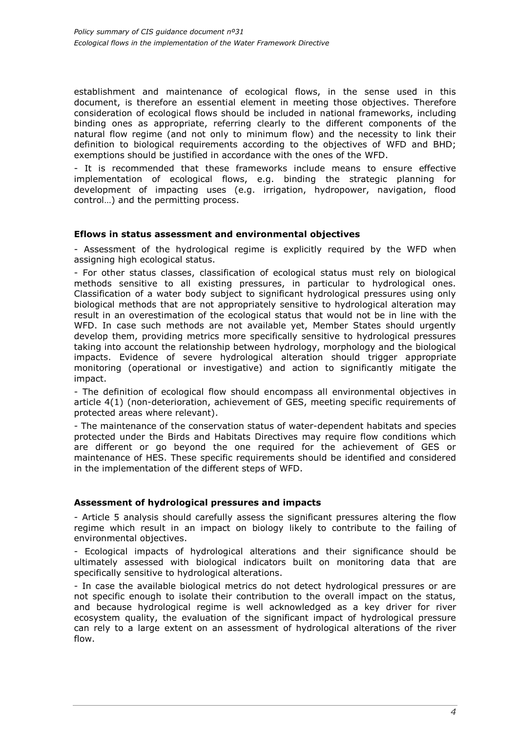establishment and maintenance of ecological flows, in the sense used in this document, is therefore an essential element in meeting those objectives. Therefore consideration of ecological flows should be included in national frameworks, including binding ones as appropriate, referring clearly to the different components of the natural flow regime (and not only to minimum flow) and the necessity to link their definition to biological requirements according to the objectives of WFD and BHD; exemptions should be justified in accordance with the ones of the WFD.

- It is recommended that these frameworks include means to ensure effective implementation of ecological flows, e.g. binding the strategic planning for development of impacting uses (e.g. irrigation, hydropower, navigation, flood control…) and the permitting process.

**Eflows in status assessment and environmental objectives**

- Assessment of the hydrological regime is explicitly required by the WFD when assigning high ecological status.

- For other status classes, classification of ecological status must rely on biological methods sensitive to all existing pressures, in particular to hydrological ones. Classification of a water body subject to significant hydrological pressures using only biological methods that are not appropriately sensitive to hydrological alteration may result in an overestimation of the ecological status that would not be in line with the WFD. In case such methods are not available yet, Member States should urgently develop them, providing metrics more specifically sensitive to hydrological pressures taking into account the relationship between hydrology, morphology and the biological impacts. Evidence of severe hydrological alteration should trigger appropriate monitoring (operational or investigative) and action to significantly mitigate the impact.

- The definition of ecological flow should encompass all environmental objectives in article 4(1) (non-deterioration, achievement of GES, meeting specific requirements of protected areas where relevant).

- The maintenance of the conservation status of water-dependent habitats and species protected under the Birds and Habitats Directives may require flow conditions which are different or go beyond the one required for the achievement of GES or maintenance of HES. These specific requirements should be identified and considered in the implementation of the different steps of WFD.

**Assessment of hydrological pressures and impacts**

- Article 5 analysis should carefully assess the significant pressures altering the flow regime which result in an impact on biology likely to contribute to the failing of environmental objectives.

- Ecological impacts of hydrological alterations and their significance should be ultimately assessed with biological indicators built on monitoring data that are specifically sensitive to hydrological alterations.

- In case the available biological metrics do not detect hydrological pressures or are not specific enough to isolate their contribution to the overall impact on the status, and because hydrological regime is well acknowledged as a key driver for river ecosystem quality, the evaluation of the significant impact of hydrological pressure can rely to a large extent on an assessment of hydrological alterations of the river flow.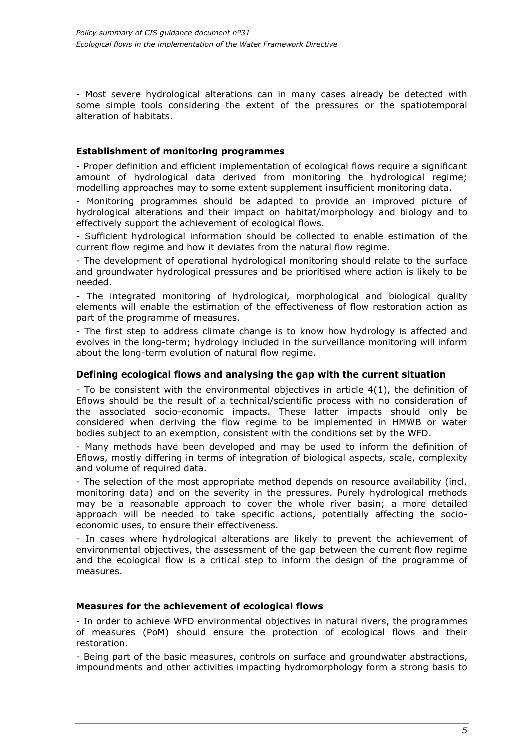- Most severe hydrological alterations can in many cases already be detected with some simple tools considering the extent of the pressures or the spatiotemporal alteration of habitats.

**Establishment of monitoring programmes**

- Proper definition and efficient implementation of ecological flows require a significant amount of hydrological data derived from monitoring the hydrological regime; modelling approaches may to some extent supplement insufficient monitoring data.

- Monitoring programmes should be adapted to provide an improved picture of hydrological alterations and their impact on habitat/morphology and biology and to effectively support the achievement of ecological flows.

- Sufficient hydrological information should be collected to enable estimation of the current flow regime and how it deviates from the natural flow regime.

- The development of operational hydrological monitoring should relate to the surface and groundwater hydrological pressures and be prioritised where action is likely to be needed.

- The integrated monitoring of hydrological, morphological and biological quality elements will enable the estimation of the effectiveness of flow restoration action as part of the programme of measures.

- The first step to address climate change is to know how hydrology is affected and evolves in the long-term; hydrology included in the surveillance monitoring will inform about the long-term evolution of natural flow regime.

**Defining ecological flows and analysing the gap with the current situation**

- To be consistent with the environmental objectives in article 4(1), the definition of Eflows should be the result of a technical/scientific process with no consideration of the associated socio-economic impacts. These latter impacts should only be considered when deriving the flow regime to be implemented in HMWB or water bodies subject to an exemption, consistent with the conditions set by the WFD.

- Many methods have been developed and may be used to inform the definition of Eflows, mostly differing in terms of integration of biological aspects, scale, complexity and volume of required data.

- The selection of the most appropriate method depends on resource availability (incl. monitoring data) and on the severity in the pressures. Purely hydrological methods may be a reasonable approach to cover the whole river basin; a more detailed approach will be needed to take specific actions, potentially affecting the socio-economic uses, to ensure their effectiveness.

- In cases where hydrological alterations are likely to prevent the achievement of environmental objectives, the assessment of the gap between the current flow regime and the ecological flow is a critical step to inform the design of the programme of measures.

**Measures for the achievement of ecological flows**

- In order to achieve WFD environmental objectives in natural rivers, the programmes of measures (PoM) should ensure the protection of ecological flows and their restoration.

- Being part of the basic measures, controls on surface and groundwater abstractions, impoundments and other activities impacting hydromorphology form a strong basis to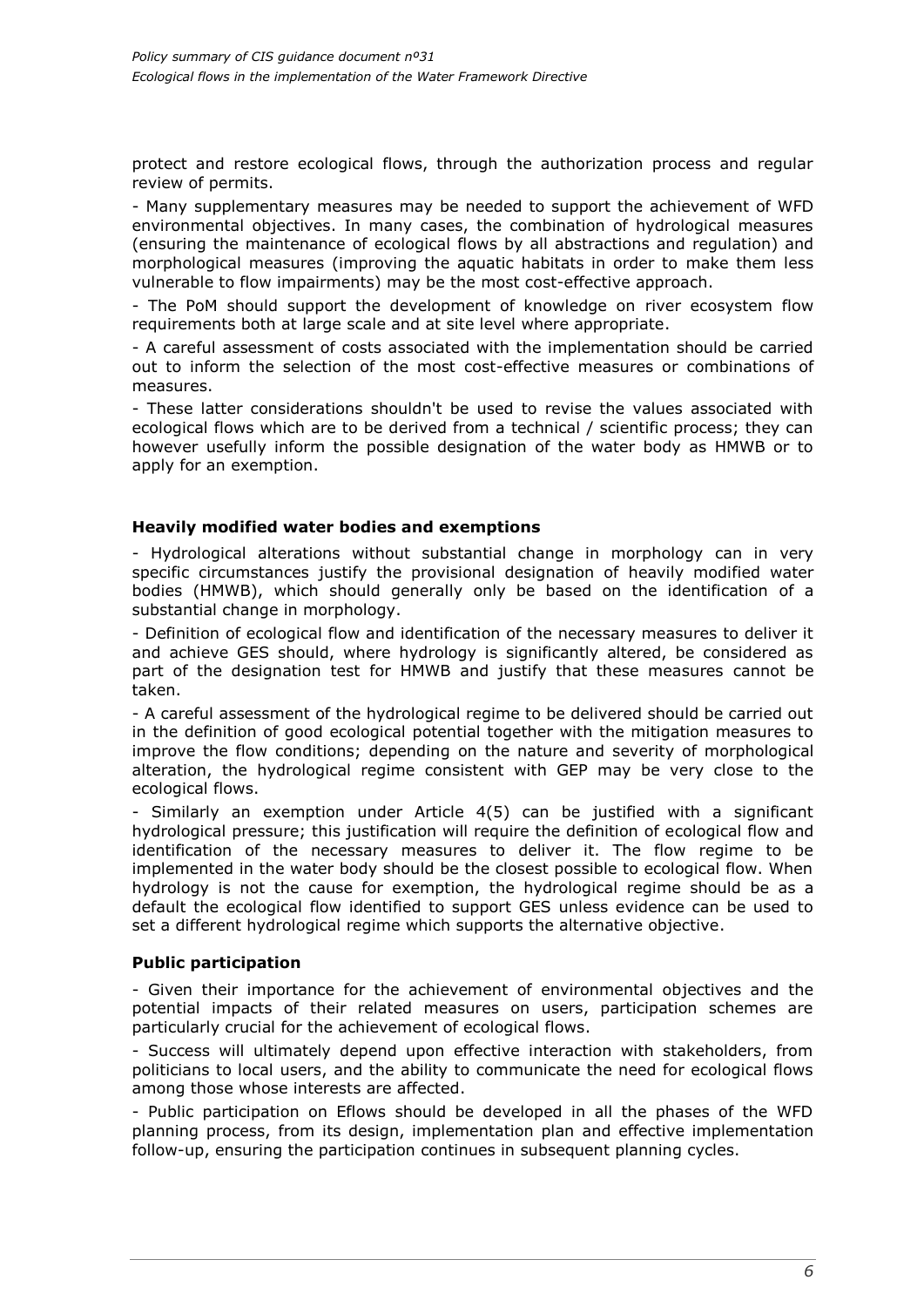protect and restore ecological flows, through the authorization process and regular review of permits.

- Many supplementary measures may be needed to support the achievement of WFD environmental objectives. In many cases, the combination of hydrological measures (ensuring the maintenance of ecological flows by all abstractions and regulation) and morphological measures (improving the aquatic habitats in order to make them less vulnerable to flow impairments) may be the most cost-effective approach.
- The PoM should support the development of knowledge on river ecosystem flow requirements both at large scale and at site level where appropriate.
- A careful assessment of costs associated with the implementation should be carried out to inform the selection of the most cost-effective measures or combinations of measures.
- These latter considerations shouldn't be used to revise the values associated with ecological flows which are to be derived from a technical / scientific process; they can however usefully inform the possible designation of the water body as HMWB or to apply for an exemption.

**Heavily modified water bodies and exemptions**

- Hydrological alterations without substantial change in morphology can in very specific circumstances justify the provisional designation of heavily modified water bodies (HMWB), which should generally only be based on the identification of a substantial change in morphology.
- Definition of ecological flow and identification of the necessary measures to deliver it and achieve GES should, where hydrology is significantly altered, be considered as part of the designation test for HMWB and justify that these measures cannot be taken.
- A careful assessment of the hydrological regime to be delivered should be carried out in the definition of good ecological potential together with the mitigation measures to improve the flow conditions; depending on the nature and severity of morphological alteration, the hydrological regime consistent with GEP may be very close to the ecological flows.
- Similarly an exemption under Article 4(5) can be justified with a significant hydrological pressure; this justification will require the definition of ecological flow and identification of the necessary measures to deliver it. The flow regime to be implemented in the water body should be the closest possible to ecological flow. When hydrology is not the cause for exemption, the hydrological regime should be as a default the ecological flow identified to support GES unless evidence can be used to set a different hydrological regime which supports the alternative objective.

**Public participation**

- Given their importance for the achievement of environmental objectives and the potential impacts of their related measures on users, participation schemes are particularly crucial for the achievement of ecological flows.
- Success will ultimately depend upon effective interaction with stakeholders, from politicians to local users, and the ability to communicate the need for ecological flows among those whose interests are affected.
- Public participation on Eflows should be developed in all the phases of the WFD planning process, from its design, implementation plan and effective implementation follow-up, ensuring the participation continues in subsequent planning cycles.